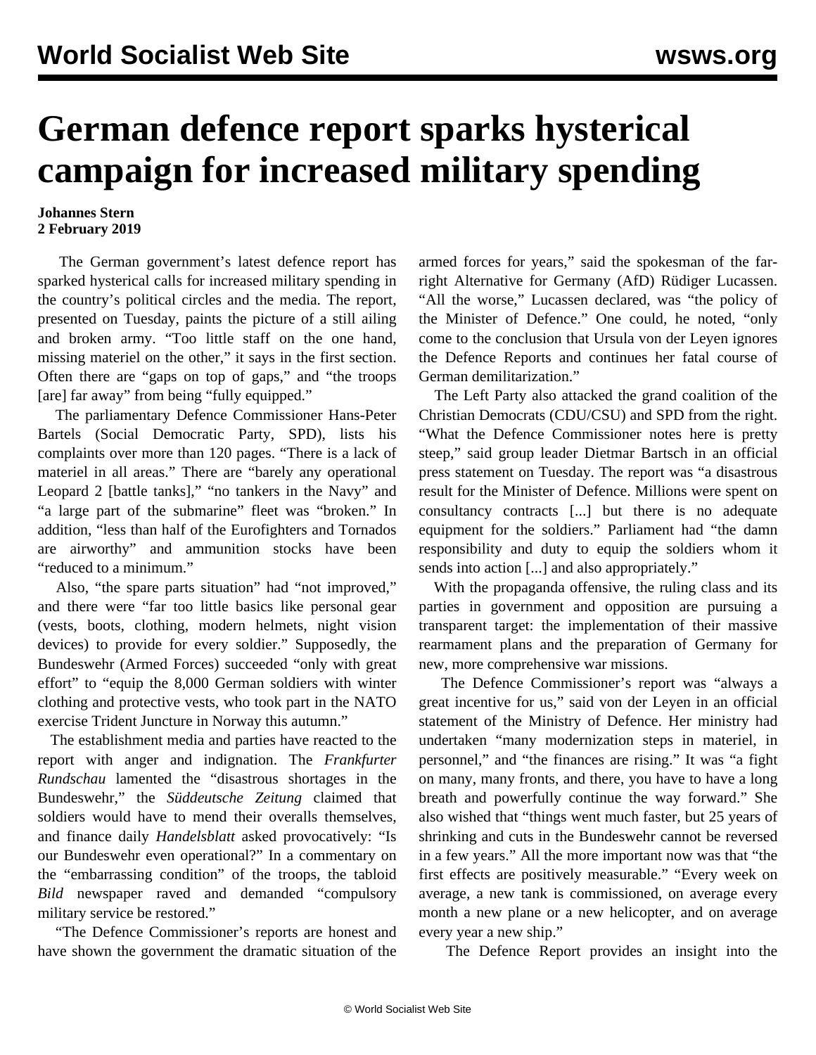# German defence report sparks hysterical campaign for increased military spending

**Johannes Stern**
**2 February 2019**

The German government's latest defence report has sparked hysterical calls for increased military spending in the country's political circles and the media. The report, presented on Tuesday, paints the picture of a still ailing and broken army. "Too little staff on the one hand, missing materiel on the other," it says in the first section. Often there are "gaps on top of gaps," and "the troops [are] far away" from being "fully equipped."

The parliamentary Defence Commissioner Hans-Peter Bartels (Social Democratic Party, SPD), lists his complaints over more than 120 pages. "There is a lack of materiel in all areas." There are "barely any operational Leopard 2 [battle tanks]," "no tankers in the Navy" and "a large part of the submarine" fleet was "broken." In addition, "less than half of the Eurofighters and Tornados are airworthy" and ammunition stocks have been "reduced to a minimum."

Also, "the spare parts situation" had "not improved," and there were "far too little basics like personal gear (vests, boots, clothing, modern helmets, night vision devices) to provide for every soldier." Supposedly, the Bundeswehr (Armed Forces) succeeded "only with great effort" to "equip the 8,000 German soldiers with winter clothing and protective vests, who took part in the NATO exercise Trident Juncture in Norway this autumn."

The establishment media and parties have reacted to the report with anger and indignation. The *Frankfurter Rundschau* lamented the "disastrous shortages in the Bundeswehr," the *Süddeutsche Zeitung* claimed that soldiers would have to mend their overalls themselves, and finance daily *Handelsblatt* asked provocatively: "Is our Bundeswehr even operational?" In a commentary on the "embarrassing condition" of the troops, the tabloid *Bild* newspaper raved and demanded "compulsory military service be restored."

"The Defence Commissioner's reports are honest and have shown the government the dramatic situation of the armed forces for years," said the spokesman of the far-right Alternative for Germany (AfD) Rüdiger Lucassen. "All the worse," Lucassen declared, was "the policy of the Minister of Defence." One could, he noted, "only come to the conclusion that Ursula von der Leyen ignores the Defence Reports and continues her fatal course of German demilitarization."

The Left Party also attacked the grand coalition of the Christian Democrats (CDU/CSU) and SPD from the right. "What the Defence Commissioner notes here is pretty steep," said group leader Dietmar Bartsch in an official press statement on Tuesday. The report was "a disastrous result for the Minister of Defence. Millions were spent on consultancy contracts [...] but there is no adequate equipment for the soldiers." Parliament had "the damn responsibility and duty to equip the soldiers whom it sends into action [...] and also appropriately."

With the propaganda offensive, the ruling class and its parties in government and opposition are pursuing a transparent target: the implementation of their massive rearmament plans and the preparation of Germany for new, more comprehensive war missions.

The Defence Commissioner's report was "always a great incentive for us," said von der Leyen in an official statement of the Ministry of Defence. Her ministry had undertaken "many modernization steps in materiel, in personnel," and "the finances are rising." It was "a fight on many, many fronts, and there, you have to have a long breath and powerfully continue the way forward." She also wished that "things went much faster, but 25 years of shrinking and cuts in the Bundeswehr cannot be reversed in a few years." All the more important now was that "the first effects are positively measurable." "Every week on average, a new tank is commissioned, on average every month a new plane or a new helicopter, and on average every year a new ship."

The Defence Report provides an insight into the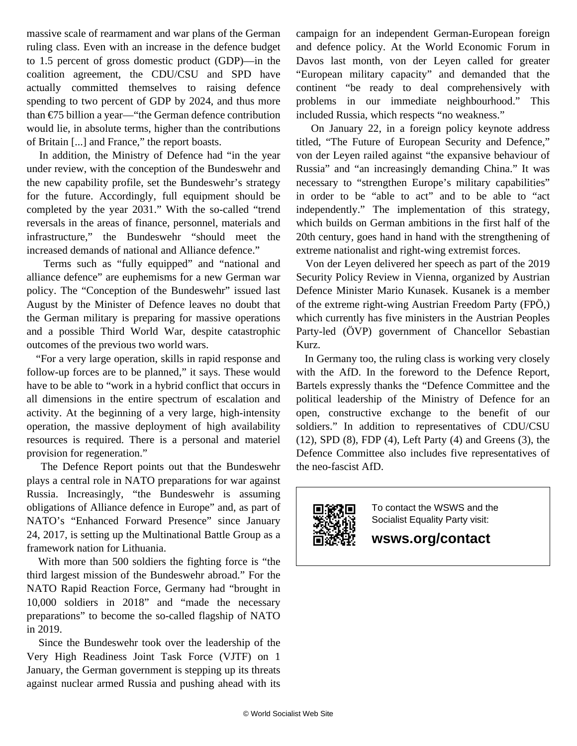massive scale of rearmament and war plans of the German ruling class. Even with an increase in the defence budget to 1.5 percent of gross domestic product (GDP)—in the coalition agreement, the CDU/CSU and SPD have actually committed themselves to raising defence spending to two percent of GDP by 2024, and thus more than €75 billion a year—"the German defence contribution would lie, in absolute terms, higher than the contributions of Britain [...] and France," the report boasts.

In addition, the Ministry of Defence had "in the year under review, with the conception of the Bundeswehr and the new capability profile, set the Bundeswehr's strategy for the future. Accordingly, full equipment should be completed by the year 2031." With the so-called "trend reversals in the areas of finance, personnel, materials and infrastructure," the Bundeswehr "should meet the increased demands of national and Alliance defence."

Terms such as "fully equipped" and "national and alliance defence" are euphemisms for a new German war policy. The "Conception of the Bundeswehr" issued last August by the Minister of Defence leaves no doubt that the German military is preparing for massive operations and a possible Third World War, despite catastrophic outcomes of the previous two world wars.

"For a very large operation, skills in rapid response and follow-up forces are to be planned," it says. These would have to be able to "work in a hybrid conflict that occurs in all dimensions in the entire spectrum of escalation and activity. At the beginning of a very large, high-intensity operation, the massive deployment of high availability resources is required. There is a personal and materiel provision for regeneration."

The Defence Report points out that the Bundeswehr plays a central role in NATO preparations for war against Russia. Increasingly, "the Bundeswehr is assuming obligations of Alliance defence in Europe" and, as part of NATO's "Enhanced Forward Presence" since January 24, 2017, is setting up the Multinational Battle Group as a framework nation for Lithuania.

With more than 500 soldiers the fighting force is "the third largest mission of the Bundeswehr abroad." For the NATO Rapid Reaction Force, Germany had "brought in 10,000 soldiers in 2018" and "made the necessary preparations" to become the so-called flagship of NATO in 2019.

Since the Bundeswehr took over the leadership of the Very High Readiness Joint Task Force (VJTF) on 1 January, the German government is stepping up its threats against nuclear armed Russia and pushing ahead with its campaign for an independent German-European foreign and defence policy. At the World Economic Forum in Davos last month, von der Leyen called for greater "European military capacity" and demanded that the continent "be ready to deal comprehensively with problems in our immediate neighbourhood." This included Russia, which respects "no weakness."

On January 22, in a foreign policy keynote address titled, "The Future of European Security and Defence," von der Leyen railed against "the expansive behaviour of Russia" and "an increasingly demanding China." It was necessary to "strengthen Europe's military capabilities" in order to be "able to act" and to be able to "act independently." The implementation of this strategy, which builds on German ambitions in the first half of the 20th century, goes hand in hand with the strengthening of extreme nationalist and right-wing extremist forces.

Von der Leyen delivered her speech as part of the 2019 Security Policy Review in Vienna, organized by Austrian Defence Minister Mario Kunasek. Kusanek is a member of the extreme right-wing Austrian Freedom Party (FPÖ,) which currently has five ministers in the Austrian Peoples Party-led (ÖVP) government of Chancellor Sebastian Kurz.

In Germany too, the ruling class is working very closely with the AfD. In the foreword to the Defence Report, Bartels expressly thanks the "Defence Committee and the political leadership of the Ministry of Defence for an open, constructive exchange to the benefit of our soldiers." In addition to representatives of CDU/CSU (12), SPD (8), FDP (4), Left Party (4) and Greens (3), the Defence Committee also includes five representatives of the neo-fascist AfD.

To contact the WSWS and the Socialist Equality Party visit:

**wsws.org/contact**